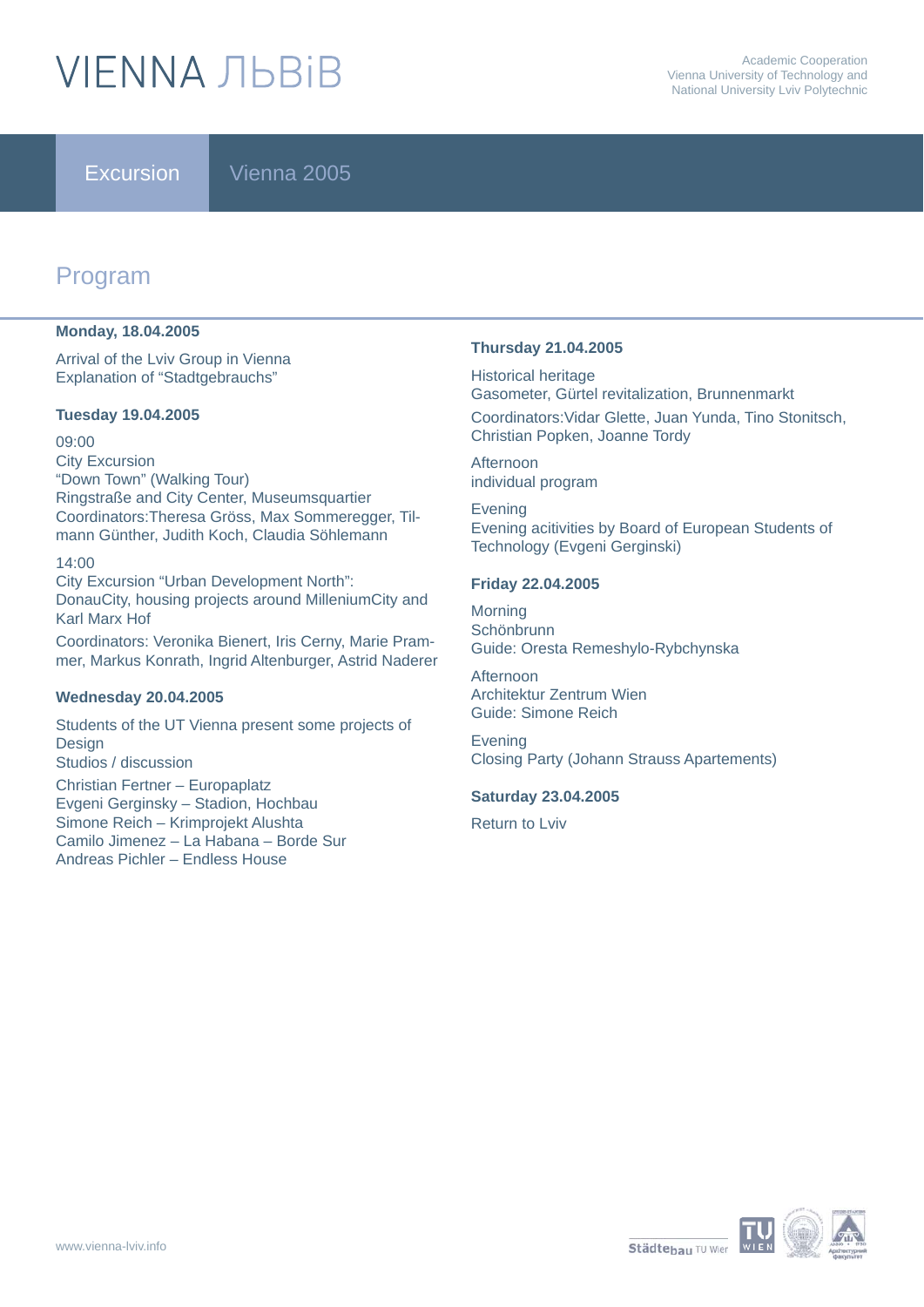# VIENNA ЛЬВіВ

Academic Cooperation
Vienna University of Technology and
National University Lviv Polytechnic

Excursion Vienna 2005

## Program

**Monday, 18.04.2005**

Arrival of the Lviv Group in Vienna
Explanation of "Stadtgebrauchs"

**Tuesday 19.04.2005**

09:00
City Excursion
"Down Town" (Walking Tour)
Ringstraße and City Center, Museumsquartier
Coordinators:Theresa Gröss, Max Sommeregger, Tilmann Günther, Judith Koch, Claudia Söhlemann

14:00
City Excursion "Urban Development North":
DonauCity, housing projects around MilleniumCity and Karl Marx Hof

Coordinators: Veronika Bienert, Iris Cerny, Marie Prammer, Markus Konrath, Ingrid Altenburger, Astrid Naderer

**Wednesday 20.04.2005**

Students of the UT Vienna present some projects of Design
Studios / discussion

Christian Fertner – Europaplatz
Evgeni Gerginsky – Stadion, Hochbau
Simone Reich – Krimprojekt Alushta
Camilo Jimenez – La Habana – Borde Sur
Andreas Pichler – Endless House

**Thursday 21.04.2005**

Historical heritage
Gasometer, Gürtel revitalization, Brunnenmarkt

Coordinators:Vidar Glette, Juan Yunda, Tino Stonitsch, Christian Popken, Joanne Tordy

Afternoon
individual program

Evening
Evening acitivities by Board of European Students of Technology (Evgeni Gerginski)

**Friday 22.04.2005**

Morning
Schönbrunn
Guide: Oresta Remeshylo-Rybchynska

Afternoon
Architektur Zentrum Wien
Guide: Simone Reich

Evening
Closing Party (Johann Strauss Apartements)

**Saturday 23.04.2005**

Return to Lviv

www.vienna-lviv.info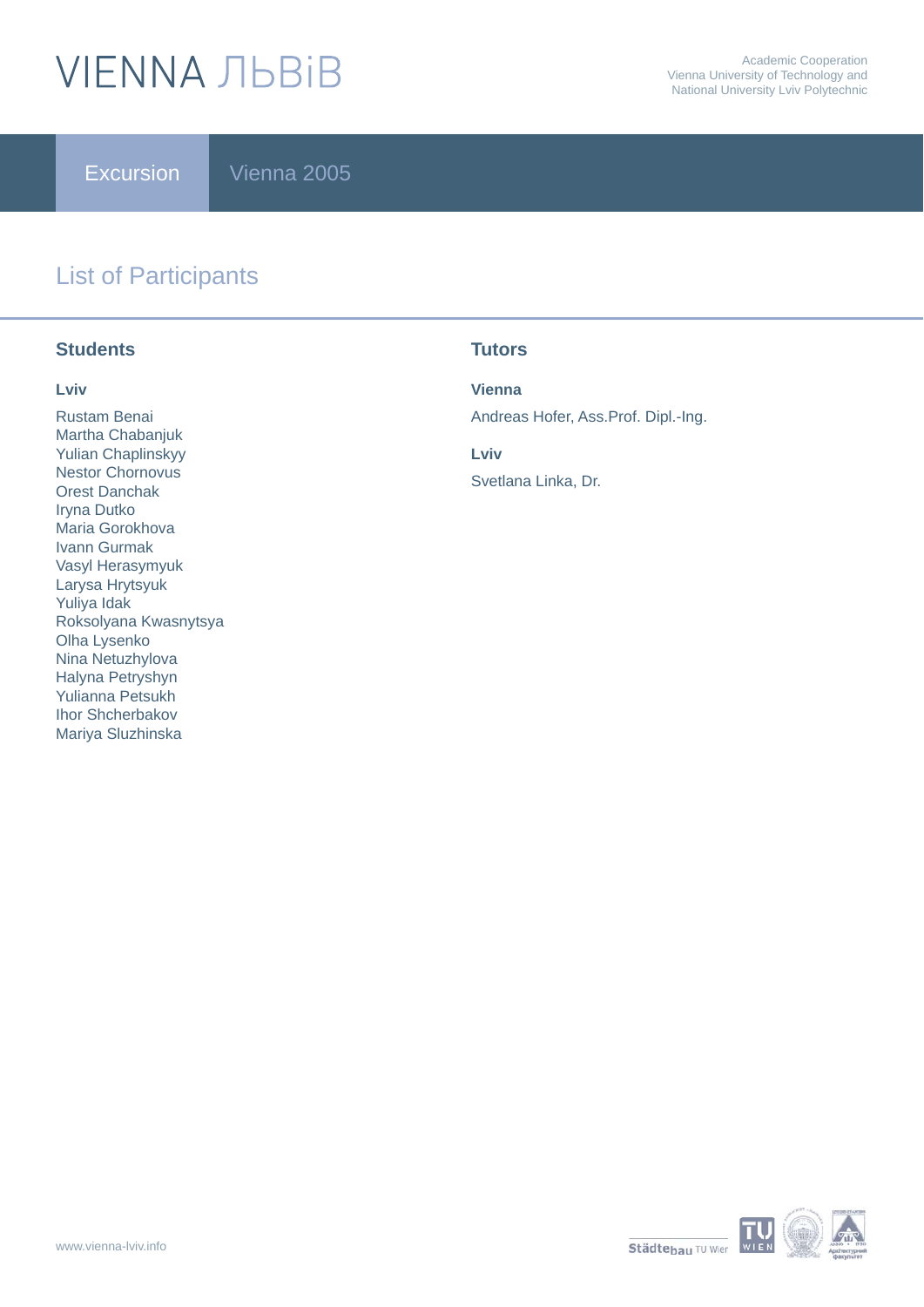# VIENNA ЛЬВІВ

Academic Cooperation
Vienna University of Technology and
National University Lviv Polytechnic

Excursion Vienna 2005

## List of Participants

### Students

**Lviv**

Rustam Benai
Martha Chabanjuk
Yulian Chaplinskyy
Nestor Chornovus
Orest Danchak
Iryna Dutko
Maria Gorokhova
Ivann Gurmak
Vasyl Herasymyuk
Larysa Hrytsyuk
Yuliya Idak
Roksolyana Kwasnytsya
Olha Lysenko
Nina Netuzhylova
Halyna Petryshyn
Yulianna Petsukh
Ihor Shcherbakov
Mariya Sluzhinska

### Tutors

**Vienna**

Andreas Hofer, Ass.Prof. Dipl.-Ing.

**Lviv**

Svetlana Linka, Dr.

www.vienna-lviv.info